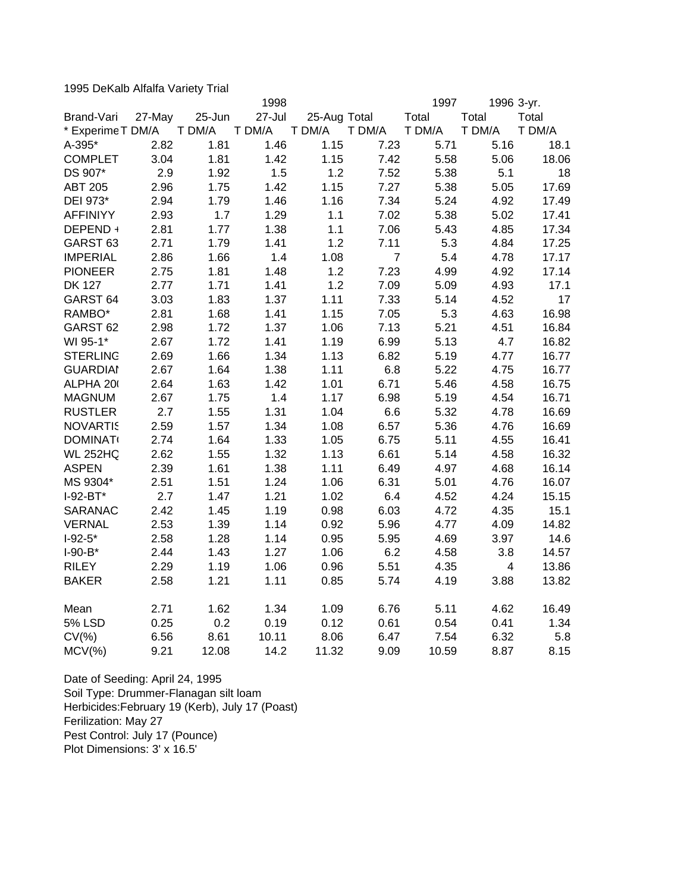1995 DeKalb Alfalfa Variety Trial

| Brand-Vari | 27-May | 25-Jun | 1998 27-Jul | 25-Aug | Total | 1997 Total | 1996 Total | 3-yr. Total |
|---|---|---|---|---|---|---|---|---|
| * Experime | T DM/A | T DM/A | T DM/A | T DM/A | T DM/A | T DM/A | T DM/A | T DM/A |
| A-395* | 2.82 | 1.81 | 1.46 | 1.15 | 7.23 | 5.71 | 5.16 | 18.1 |
| COMPLET | 3.04 | 1.81 | 1.42 | 1.15 | 7.42 | 5.58 | 5.06 | 18.06 |
| DS 907* | 2.9 | 1.92 | 1.5 | 1.2 | 7.52 | 5.38 | 5.1 | 18 |
| ABT 205 | 2.96 | 1.75 | 1.42 | 1.15 | 7.27 | 5.38 | 5.05 | 17.69 |
| DEI 973* | 2.94 | 1.79 | 1.46 | 1.16 | 7.34 | 5.24 | 4.92 | 17.49 |
| AFFINIYY | 2.93 | 1.7 | 1.29 | 1.1 | 7.02 | 5.38 | 5.02 | 17.41 |
| DEPEND + | 2.81 | 1.77 | 1.38 | 1.1 | 7.06 | 5.43 | 4.85 | 17.34 |
| GARST 63 | 2.71 | 1.79 | 1.41 | 1.2 | 7.11 | 5.3 | 4.84 | 17.25 |
| IMPERIAL | 2.86 | 1.66 | 1.4 | 1.08 | 7 | 5.4 | 4.78 | 17.17 |
| PIONEER | 2.75 | 1.81 | 1.48 | 1.2 | 7.23 | 4.99 | 4.92 | 17.14 |
| DK 127 | 2.77 | 1.71 | 1.41 | 1.2 | 7.09 | 5.09 | 4.93 | 17.1 |
| GARST 64 | 3.03 | 1.83 | 1.37 | 1.11 | 7.33 | 5.14 | 4.52 | 17 |
| RAMBO* | 2.81 | 1.68 | 1.41 | 1.15 | 7.05 | 5.3 | 4.63 | 16.98 |
| GARST 62 | 2.98 | 1.72 | 1.37 | 1.06 | 7.13 | 5.21 | 4.51 | 16.84 |
| WI 95-1* | 2.67 | 1.72 | 1.41 | 1.19 | 6.99 | 5.13 | 4.7 | 16.82 |
| STERLING | 2.69 | 1.66 | 1.34 | 1.13 | 6.82 | 5.19 | 4.77 | 16.77 |
| GUARDIAN | 2.67 | 1.64 | 1.38 | 1.11 | 6.8 | 5.22 | 4.75 | 16.77 |
| ALPHA 200 | 2.64 | 1.63 | 1.42 | 1.01 | 6.71 | 5.46 | 4.58 | 16.75 |
| MAGNUM | 2.67 | 1.75 | 1.4 | 1.17 | 6.98 | 5.19 | 4.54 | 16.71 |
| RUSTLER | 2.7 | 1.55 | 1.31 | 1.04 | 6.6 | 5.32 | 4.78 | 16.69 |
| NOVARTIS | 2.59 | 1.57 | 1.34 | 1.08 | 6.57 | 5.36 | 4.76 | 16.69 |
| DOMINAT | 2.74 | 1.64 | 1.33 | 1.05 | 6.75 | 5.11 | 4.55 | 16.41 |
| WL 252HQ | 2.62 | 1.55 | 1.32 | 1.13 | 6.61 | 5.14 | 4.58 | 16.32 |
| ASPEN | 2.39 | 1.61 | 1.38 | 1.11 | 6.49 | 4.97 | 4.68 | 16.14 |
| MS 9304* | 2.51 | 1.51 | 1.24 | 1.06 | 6.31 | 5.01 | 4.76 | 16.07 |
| I-92-BT* | 2.7 | 1.47 | 1.21 | 1.02 | 6.4 | 4.52 | 4.24 | 15.15 |
| SARANAC | 2.42 | 1.45 | 1.19 | 0.98 | 6.03 | 4.72 | 4.35 | 15.1 |
| VERNAL | 2.53 | 1.39 | 1.14 | 0.92 | 5.96 | 4.77 | 4.09 | 14.82 |
| I-92-5* | 2.58 | 1.28 | 1.14 | 0.95 | 5.95 | 4.69 | 3.97 | 14.6 |
| I-90-B* | 2.44 | 1.43 | 1.27 | 1.06 | 6.2 | 4.58 | 3.8 | 14.57 |
| RILEY | 2.29 | 1.19 | 1.06 | 0.96 | 5.51 | 4.35 | 4 | 13.86 |
| BAKER | 2.58 | 1.21 | 1.11 | 0.85 | 5.74 | 4.19 | 3.88 | 13.82 |
| Mean | 2.71 | 1.62 | 1.34 | 1.09 | 6.76 | 5.11 | 4.62 | 16.49 |
| 5% LSD | 0.25 | 0.2 | 0.19 | 0.12 | 0.61 | 0.54 | 0.41 | 1.34 |
| CV(%) | 6.56 | 8.61 | 10.11 | 8.06 | 6.47 | 7.54 | 6.32 | 5.8 |
| MCV(%) | 9.21 | 12.08 | 14.2 | 11.32 | 9.09 | 10.59 | 8.87 | 8.15 |

Date of Seeding: April 24, 1995
Soil Type: Drummer-Flanagan silt loam
Herbicides:February 19 (Kerb), July 17 (Poast)
Ferilization: May 27
Pest Control: July 17 (Pounce)
Plot Dimensions: 3' x 16.5'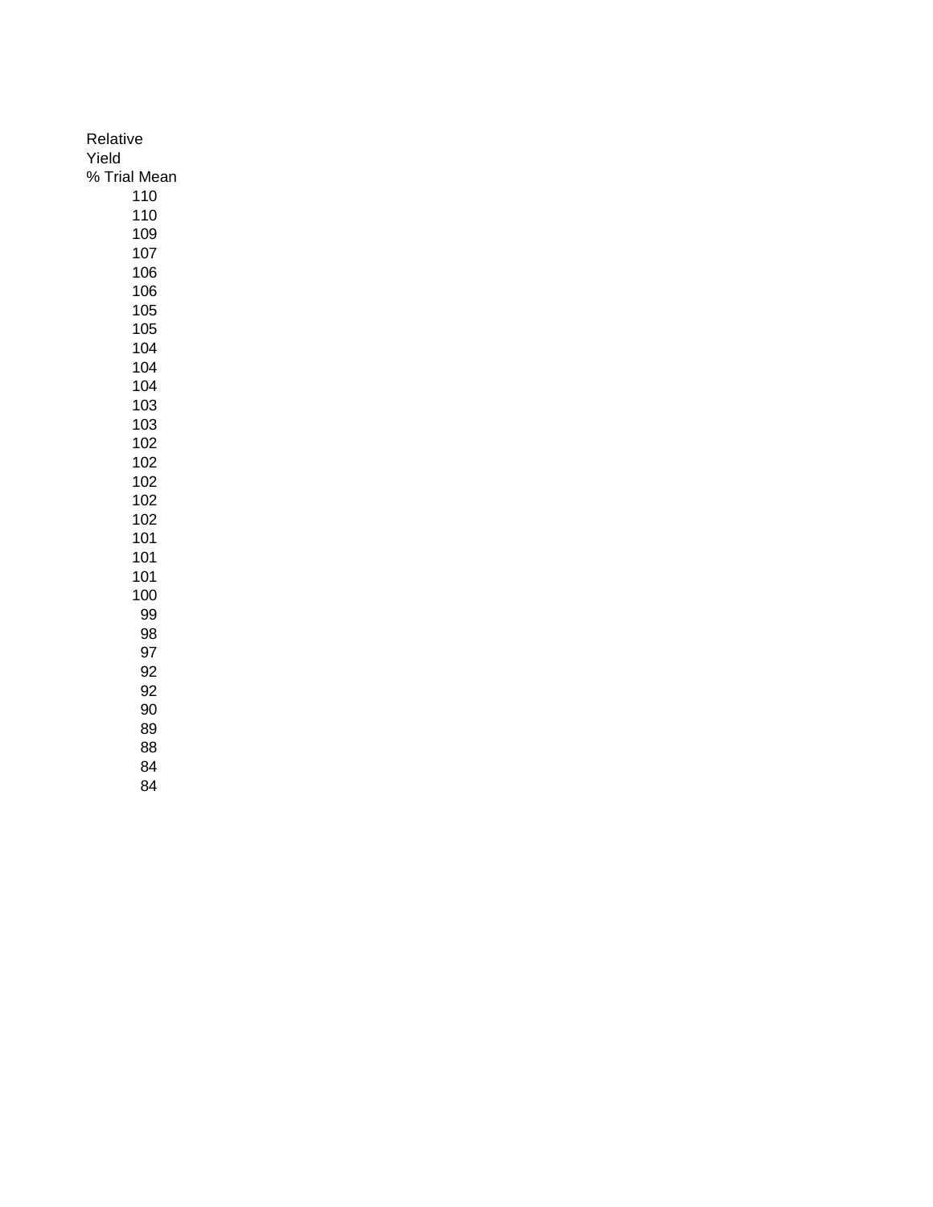| Relative Yield % Trial Mean |
|---|
| 110 |
| 110 |
| 109 |
| 107 |
| 106 |
| 106 |
| 105 |
| 105 |
| 104 |
| 104 |
| 104 |
| 103 |
| 103 |
| 102 |
| 102 |
| 102 |
| 102 |
| 102 |
| 101 |
| 101 |
| 101 |
| 100 |
| 99 |
| 98 |
| 97 |
| 92 |
| 92 |
| 90 |
| 89 |
| 88 |
| 84 |
| 84 |